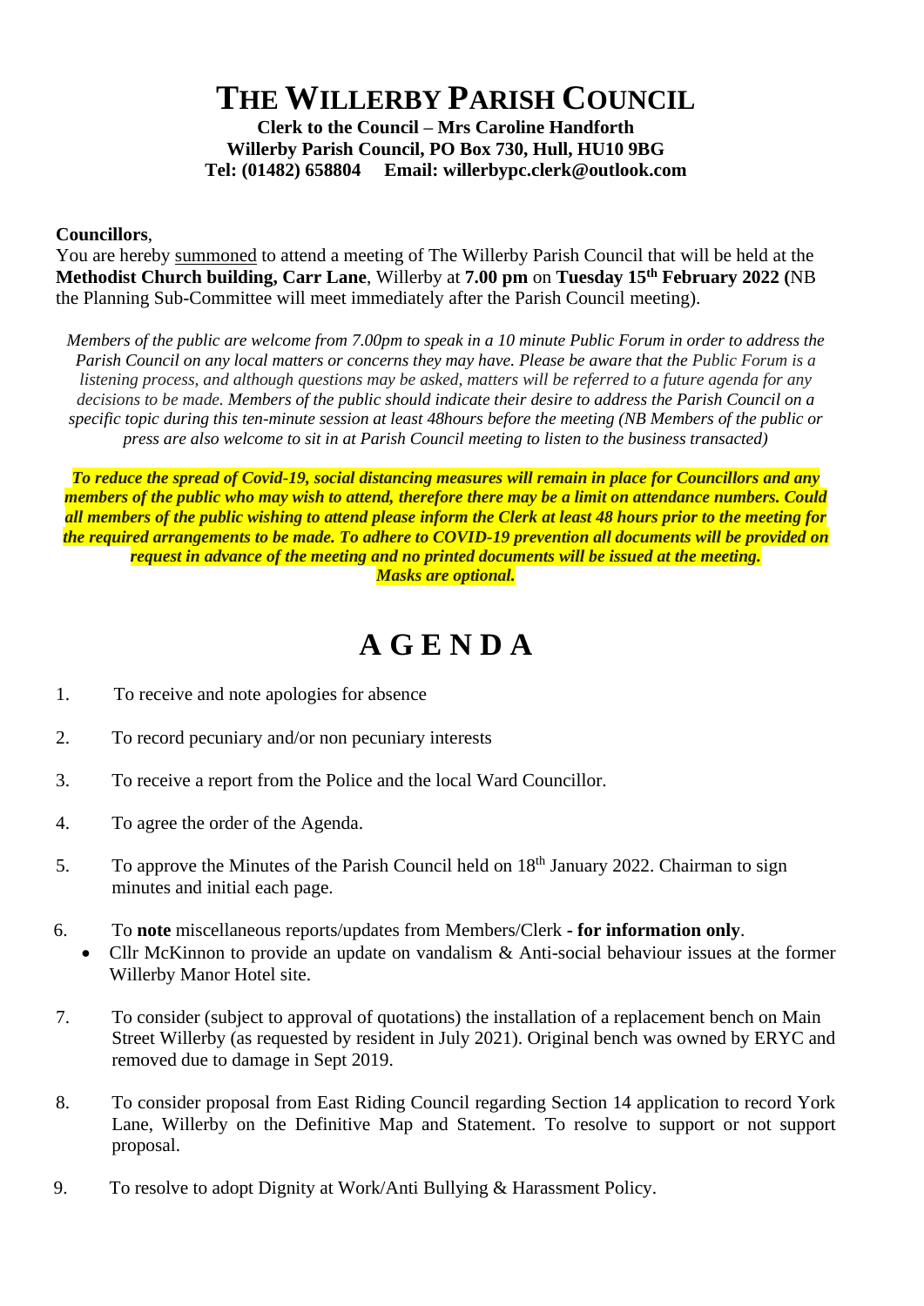# THE WILLERBY PARISH COUNCIL

**Clerk to the Council – Mrs Caroline Handforth**
**Willerby Parish Council, PO Box 730, Hull, HU10 9BG**
**Tel: (01482) 658804 Email: willerbypc.clerk@outlook.com**

**Councillors**,
You are hereby summoned to attend a meeting of The Willerby Parish Council that will be held at the **Methodist Church building, Carr Lane**, Willerby at **7.00 pm** on **Tuesday 15th February 2022 (**NB the Planning Sub-Committee will meet immediately after the Parish Council meeting).

*Members of the public are welcome from 7.00pm to speak in a 10 minute Public Forum in order to address the Parish Council on any local matters or concerns they may have. Please be aware that the Public Forum is a listening process, and although questions may be asked, matters will be referred to a future agenda for any decisions to be made. Members of the public should indicate their desire to address the Parish Council on a specific topic during this ten-minute session at least 48hours before the meeting (NB Members of the public or press are also welcome to sit in at Parish Council meeting to listen to the business transacted)*

***To reduce the spread of Covid-19, social distancing measures will remain in place for Councillors and any members of the public who may wish to attend, therefore there may be a limit on attendance numbers. Could all members of the public wishing to attend please inform the Clerk at least 48 hours prior to the meeting for the required arrangements to be made. To adhere to COVID-19 prevention all documents will be provided on request in advance of the meeting and no printed documents will be issued at the meeting. Masks are optional.***

## A G E N D A

1. To receive and note apologies for absence

2. To record pecuniary and/or non pecuniary interests

3. To receive a report from the Police and the local Ward Councillor.

4. To agree the order of the Agenda.

5. To approve the Minutes of the Parish Council held on 18th January 2022. Chairman to sign minutes and initial each page.

6. To **note** miscellaneous reports/updates from Members/Clerk **- for information only**.
   - Cllr McKinnon to provide an update on vandalism & Anti-social behaviour issues at the former Willerby Manor Hotel site.

7. To consider (subject to approval of quotations) the installation of a replacement bench on Main Street Willerby (as requested by resident in July 2021). Original bench was owned by ERYC and removed due to damage in Sept 2019.

8. To consider proposal from East Riding Council regarding Section 14 application to record York Lane, Willerby on the Definitive Map and Statement. To resolve to support or not support proposal.

9. To resolve to adopt Dignity at Work/Anti Bullying & Harassment Policy.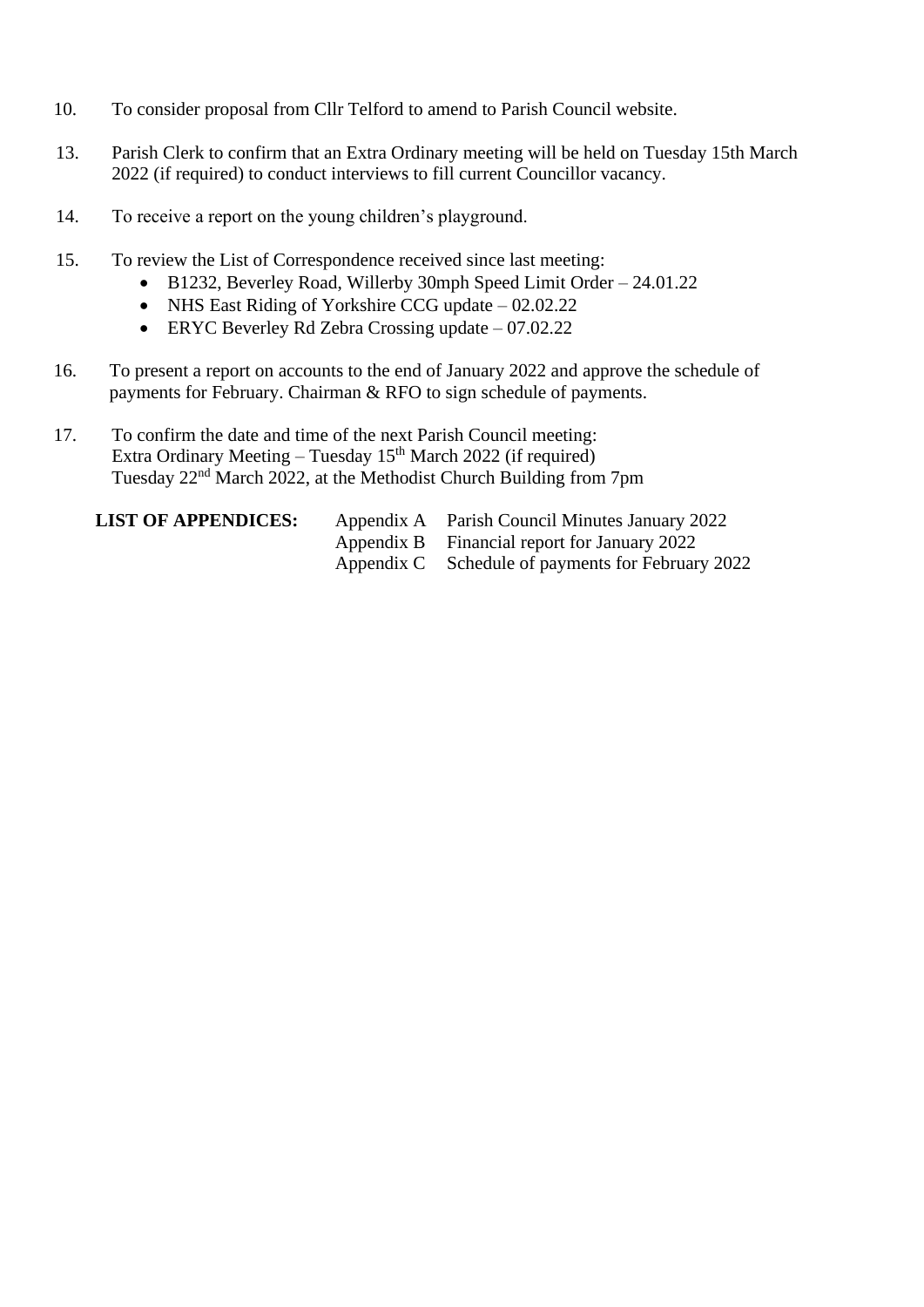10. To consider proposal from Cllr Telford to amend to Parish Council website.

13. Parish Clerk to confirm that an Extra Ordinary meeting will be held on Tuesday 15th March 2022 (if required) to conduct interviews to fill current Councillor vacancy.

14. To receive a report on the young children's playground.

15. To review the List of Correspondence received since last meeting:
    - B1232, Beverley Road, Willerby 30mph Speed Limit Order – 24.01.22
    - NHS East Riding of Yorkshire CCG update – 02.02.22
    - ERYC Beverley Rd Zebra Crossing update – 07.02.22

16. To present a report on accounts to the end of January 2022 and approve the schedule of payments for February. Chairman & RFO to sign schedule of payments.

17. To confirm the date and time of the next Parish Council meeting:
    Extra Ordinary Meeting – Tuesday 15th March 2022 (if required)
    Tuesday 22nd March 2022, at the Methodist Church Building from 7pm

| **LIST OF APPENDICES:** | Appendix A | Parish Council Minutes January 2022 |
|---|---|---|
| | Appendix B | Financial report for January 2022 |
| | Appendix C | Schedule of payments for February 2022 |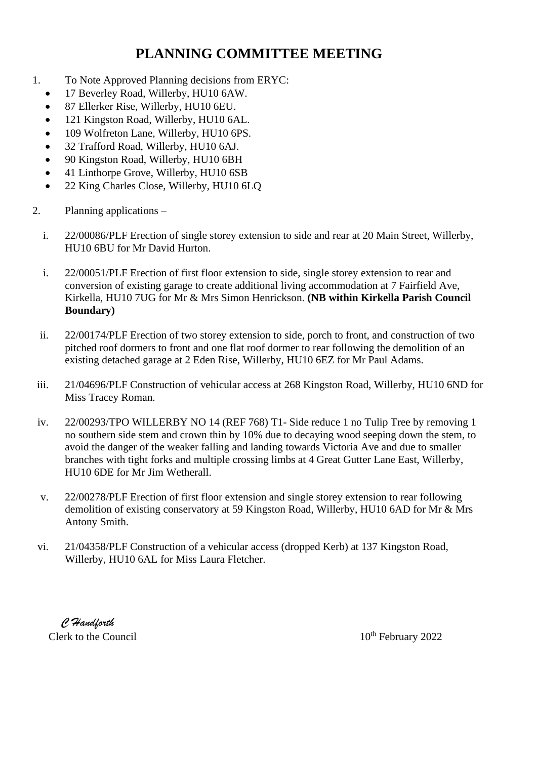# PLANNING COMMITTEE MEETING

1. To Note Approved Planning decisions from ERYC:
   - 17 Beverley Road, Willerby, HU10 6AW.
   - 87 Ellerker Rise, Willerby, HU10 6EU.
   - 121 Kingston Road, Willerby, HU10 6AL.
   - 109 Wolfreton Lane, Willerby, HU10 6PS.
   - 32 Trafford Road, Willerby, HU10 6AJ.
   - 90 Kingston Road, Willerby, HU10 6BH
   - 41 Linthorpe Grove, Willerby, HU10 6SB
   - 22 King Charles Close, Willerby, HU10 6LQ

2. Planning applications –

   i. 22/00086/PLF Erection of single storey extension to side and rear at 20 Main Street, Willerby, HU10 6BU for Mr David Hurton.

   i. 22/00051/PLF Erection of first floor extension to side, single storey extension to rear and conversion of existing garage to create additional living accommodation at 7 Fairfield Ave, Kirkella, HU10 7UG for Mr & Mrs Simon Henrickson. **(NB within Kirkella Parish Council Boundary)**

   ii. 22/00174/PLF Erection of two storey extension to side, porch to front, and construction of two pitched roof dormers to front and one flat roof dormer to rear following the demolition of an existing detached garage at 2 Eden Rise, Willerby, HU10 6EZ for Mr Paul Adams.

   iii. 21/04696/PLF Construction of vehicular access at 268 Kingston Road, Willerby, HU10 6ND for Miss Tracey Roman.

   iv. 22/00293/TPO WILLERBY NO 14 (REF 768) T1- Side reduce 1 no Tulip Tree by removing 1 no southern side stem and crown thin by 10% due to decaying wood seeping down the stem, to avoid the danger of the weaker falling and landing towards Victoria Ave and due to smaller branches with tight forks and multiple crossing limbs at 4 Great Gutter Lane East, Willerby, HU10 6DE for Mr Jim Wetherall.

   v. 22/00278/PLF Erection of first floor extension and single storey extension to rear following demolition of existing conservatory at 59 Kingston Road, Willerby, HU10 6AD for Mr & Mrs Antony Smith.

   vi. 21/04358/PLF Construction of a vehicular access (dropped Kerb) at 137 Kingston Road, Willerby, HU10 6AL for Miss Laura Fletcher.

*C Handforth*

Clerk to the Council

10th February 2022